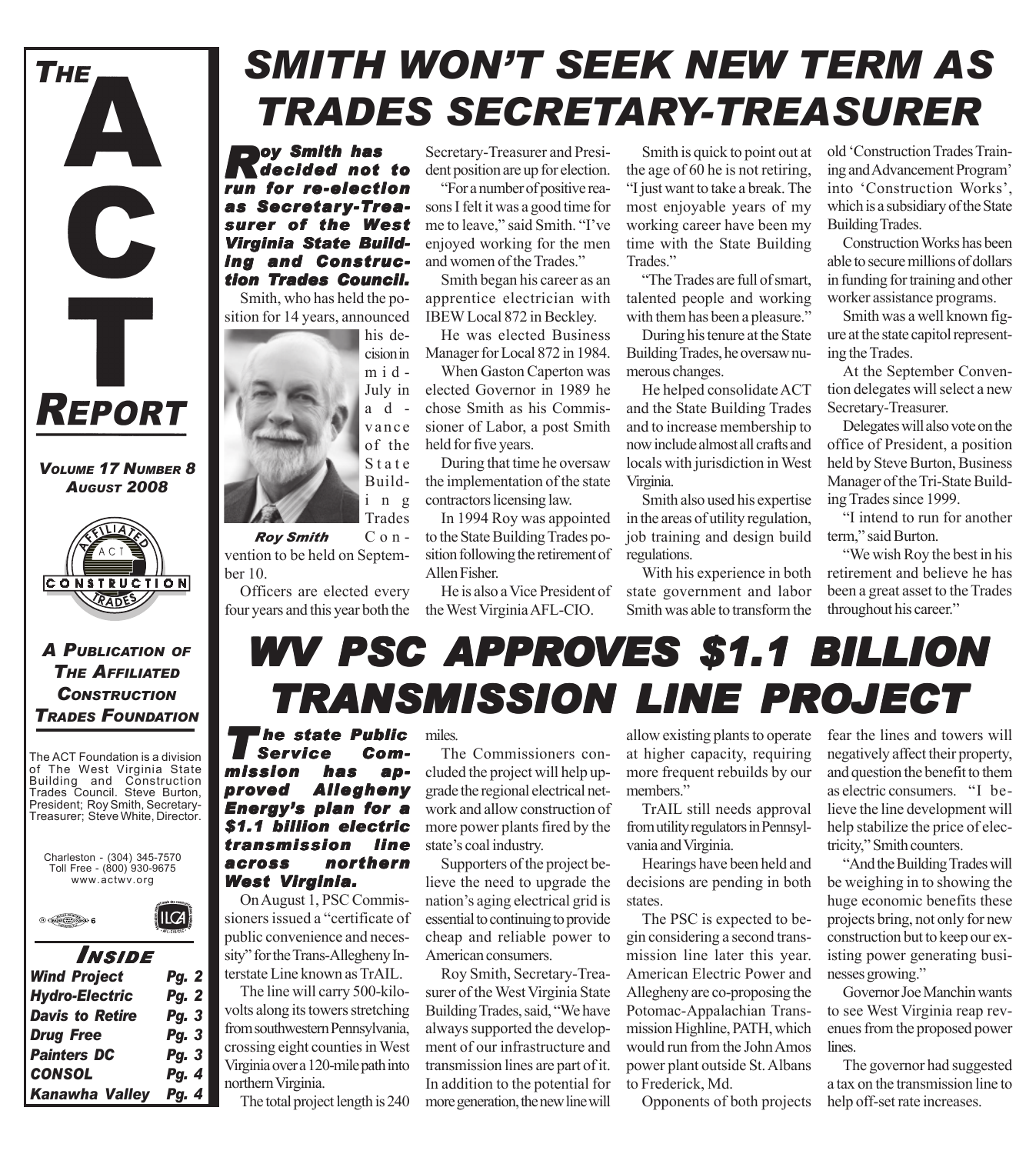# THE ACT REPORT

*VOLUME 17 NUMBER 8*
*AUGUST 2008*

***A PUBLICATION OF THE AFFILIATED CONSTRUCTION TRADES FOUNDATION***

The ACT Foundation is a division of The West Virginia State Building and Construction Trades Council. Steve Burton, President; Roy Smith, Secretary-Treasurer; Steve White, Director.

Charleston - (304) 345-7570
Toll Free - (800) 930-9675
www.actwv.org

## INSIDE

| | |
|---|---|
| Wind Project | Pg. 2 |
| Hydro-Electric | Pg. 2 |
| Davis to Retire | Pg. 3 |
| Drug Free | Pg. 3 |
| Painters DC | Pg. 3 |
| CONSOL | Pg. 4 |
| Kanawha Valley | Pg. 4 |

# SMITH WON'T SEEK NEW TERM AS TRADES SECRETARY-TREASURER

***Roy Smith has decided not to run for re-election as Secretary-Treasurer of the West Virginia State Building and Construction Trades Council.***

Smith, who has held the position for 14 years, announced his decision in mid-July in advance of the State Building Trades Convention to be held on September 10.

*Roy Smith*

Officers are elected every four years and this year both the Secretary-Treasurer and President position are up for election.

"For a number of positive reasons I felt it was a good time for me to leave," said Smith. "I've enjoyed working for the men and women of the Trades."

Smith began his career as an apprentice electrician with IBEW Local 872 in Beckley.

He was elected Business Manager for Local 872 in 1984.

When Gaston Caperton was elected Governor in 1989 he chose Smith as his Commissioner of Labor, a post Smith held for five years.

During that time he oversaw the implementation of the state contractors licensing law.

In 1994 Roy was appointed to the State Building Trades position following the retirement of Allen Fisher.

He is also a Vice President of the West Virginia AFL-CIO.

Smith is quick to point out at the age of 60 he is not retiring, "I just want to take a break. The most enjoyable years of my working career have been my time with the State Building Trades."

"The Trades are full of smart, talented people and working with them has been a pleasure."

During his tenure at the State Building Trades, he oversaw numerous changes.

He helped consolidate ACT and the State Building Trades and to increase membership to now include almost all crafts and locals with jurisdiction in West Virginia.

Smith also used his expertise in the areas of utility regulation, job training and design build regulations.

With his experience in both state government and labor Smith was able to transform the old 'Construction Trades Training and Advancement Program' into 'Construction Works', which is a subsidiary of the State Building Trades.

Construction Works has been able to secure millions of dollars in funding for training and other worker assistance programs.

Smith was a well known figure at the state capitol representing the Trades.

At the September Convention delegates will select a new Secretary-Treasurer.

Delegates will also vote on the office of President, a position held by Steve Burton, Business Manager of the Tri-State Building Trades since 1999.

"I intend to run for another term," said Burton.

"We wish Roy the best in his retirement and believe he has been a great asset to the Trades throughout his career."

# WV PSC APPROVES $1.1 BILLION TRANSMISSION LINE PROJECT

***The state Public Service Commission has approved Allegheny Energy's plan for a $1.1 billion electric transmission line across northern West Virginia.***

On August 1, PSC Commissioners issued a "certificate of public convenience and necessity" for the Trans-Allegheny Interstate Line known as TrAIL.

The line will carry 500-kilovolts along its towers stretching from southwestern Pennsylvania, crossing eight counties in West Virginia over a 120-mile path into northern Virginia.

The total project length is 240 miles.

The Commissioners concluded the project will help upgrade the regional electrical network and allow construction of more power plants fired by the state's coal industry.

Supporters of the project believe the need to upgrade the nation's aging electrical grid is essential to continuing to provide cheap and reliable power to American consumers.

Roy Smith, Secretary-Treasurer of the West Virginia State Building Trades, said, "We have always supported the development of our infrastructure and transmission lines are part of it. In addition to the potential for more generation, the new line will allow existing plants to operate at higher capacity, requiring more frequent rebuilds by our members."

TrAIL still needs approval from utility regulators in Pennsylvania and Virginia.

Hearings have been held and decisions are pending in both states.

The PSC is expected to begin considering a second transmission line later this year. American Electric Power and Allegheny are co-proposing the Potomac-Appalachian Transmission Highline, PATH, which would run from the John Amos power plant outside St. Albans to Frederick, Md.

Opponents of both projects fear the lines and towers will negatively affect their property, and question the benefit to them as electric consumers. "I believe the line development will help stabilize the price of electricity," Smith counters.

"And the Building Trades will be weighing in to showing the huge economic benefits these projects bring, not only for new construction but to keep our existing power generating businesses growing."

Governor Joe Manchin wants to see West Virginia reap revenues from the proposed power lines.

The governor had suggested a tax on the transmission line to help off-set rate increases.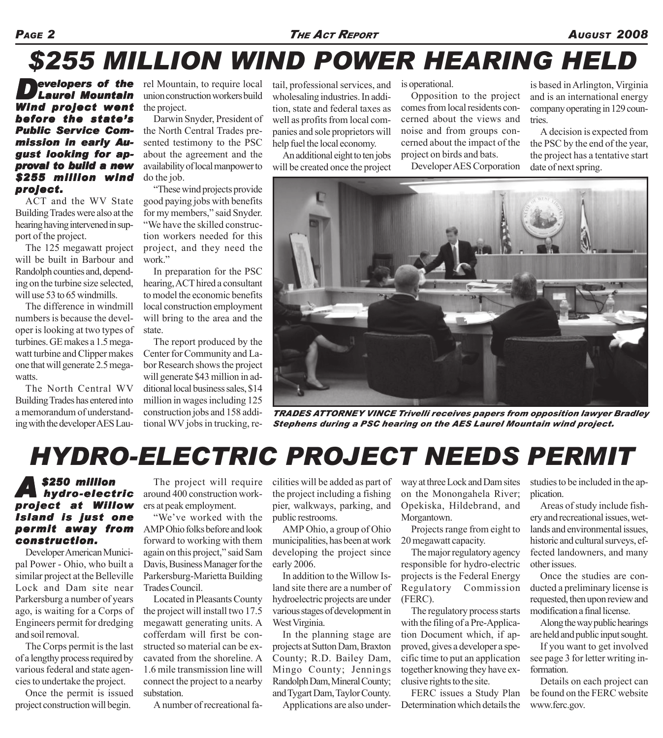# $255 MILLION WIND POWER HEARING HELD

***Developers of the Laurel Mountain Wind project went before the state's Public Service Commission in early August looking for approval to build a new $255 million wind project.***

ACT and the WV State Building Trades were also at the hearing having intervened in support of the project.

The 125 megawatt project will be built in Barbour and Randolph counties and, depending on the turbine size selected, will use 53 to 65 windmills.

The difference in windmill numbers is because the developer is looking at two types of turbines. GE makes a 1.5 megawatt turbine and Clipper makes one that will generate 2.5 megawatts.

The North Central WV Building Trades has entered into a memorandum of understanding with the developer AES Laurel Mountain, to require local union construction workers build the project.

Darwin Snyder, President of the North Central Trades presented testimony to the PSC about the agreement and the availability of local manpower to do the job.

"These wind projects provide good paying jobs with benefits for my members," said Snyder. "We have the skilled construction workers needed for this project, and they need the work."

In preparation for the PSC hearing, ACT hired a consultant to model the economic benefits local construction employment will bring to the area and the state.

The report produced by the Center for Community and Labor Research shows the project will generate $43 million in additional local business sales, $14 million in wages including 125 construction jobs and 158 additional WV jobs in trucking, retail, professional services, and wholesaling industries. In addition, state and federal taxes as well as profits from local companies and sole proprietors will help fuel the local economy.

An additional eight to ten jobs will be created once the project is operational.

Opposition to the project comes from local residents concerned about the views and noise and from groups concerned about the impact of the project on birds and bats.

Developer AES Corporation is based in Arlington, Virginia and is an international energy company operating in 129 countries.

A decision is expected from the PSC by the end of the year, the project has a tentative start date of next spring.

***TRADES ATTORNEY VINCE Trivelli receives papers from opposition lawyer Bradley Stephens during a PSC hearing on the AES Laurel Mountain wind project.***

# HYDRO-ELECTRIC PROJECT NEEDS PERMIT

***A $250 million hydro-electric project at Willow Island is just one permit away from construction.***

Developer American Municipal Power - Ohio, who built a similar project at the Belleville Lock and Dam site near Parkersburg a number of years ago, is waiting for a Corps of Engineers permit for dredging and soil removal.

The Corps permit is the last of a lengthy process required by various federal and state agencies to undertake the project.

Once the permit is issued project construction will begin.

The project will require around 400 construction workers at peak employment.

"We've worked with the AMP Ohio folks before and look forward to working with them again on this project," said Sam Davis, Business Manager for the Parkersburg-Marietta Building Trades Council.

Located in Pleasants County the project will install two 17.5 megawatt generating units. A cofferdam will first be constructed so material can be excavated from the shoreline. A 1.6 mile transmission line will connect the project to a nearby substation.

A number of recreational facilities will be added as part of the project including a fishing pier, walkways, parking, and public restrooms.

AMP Ohio, a group of Ohio municipalities, has been at work developing the project since early 2006.

In addition to the Willow Island site there are a number of hydroelectric projects are under various stages of development in West Virginia.

In the planning stage are projects at Sutton Dam, Braxton County; R.D. Bailey Dam, Mingo County; Jennings Randolph Dam, Mineral County; and Tygart Dam, Taylor County.

Applications are also underway at three Lock and Dam sites on the Monongahela River; Opekiska, Hildebrand, and Morgantown.

Projects range from eight to 20 megawatt capacity.

The major regulatory agency responsible for hydro-electric projects is the Federal Energy Regulatory Commission (FERC).

The regulatory process starts with the filing of a Pre-Application Document which, if approved, gives a developer a specific time to put an application together knowing they have exclusive rights to the site.

FERC issues a Study Plan Determination which details the studies to be included in the application.

Areas of study include fishery and recreational issues, wetlands and environmental issues, historic and cultural surveys, effected landowners, and many other issues.

Once the studies are conducted a preliminary license is requested, then upon review and modification a final license.

Along the way public hearings are held and public input sought.

If you want to get involved see page 3 for letter writing information.

Details on each project can be found on the FERC website www.ferc.gov.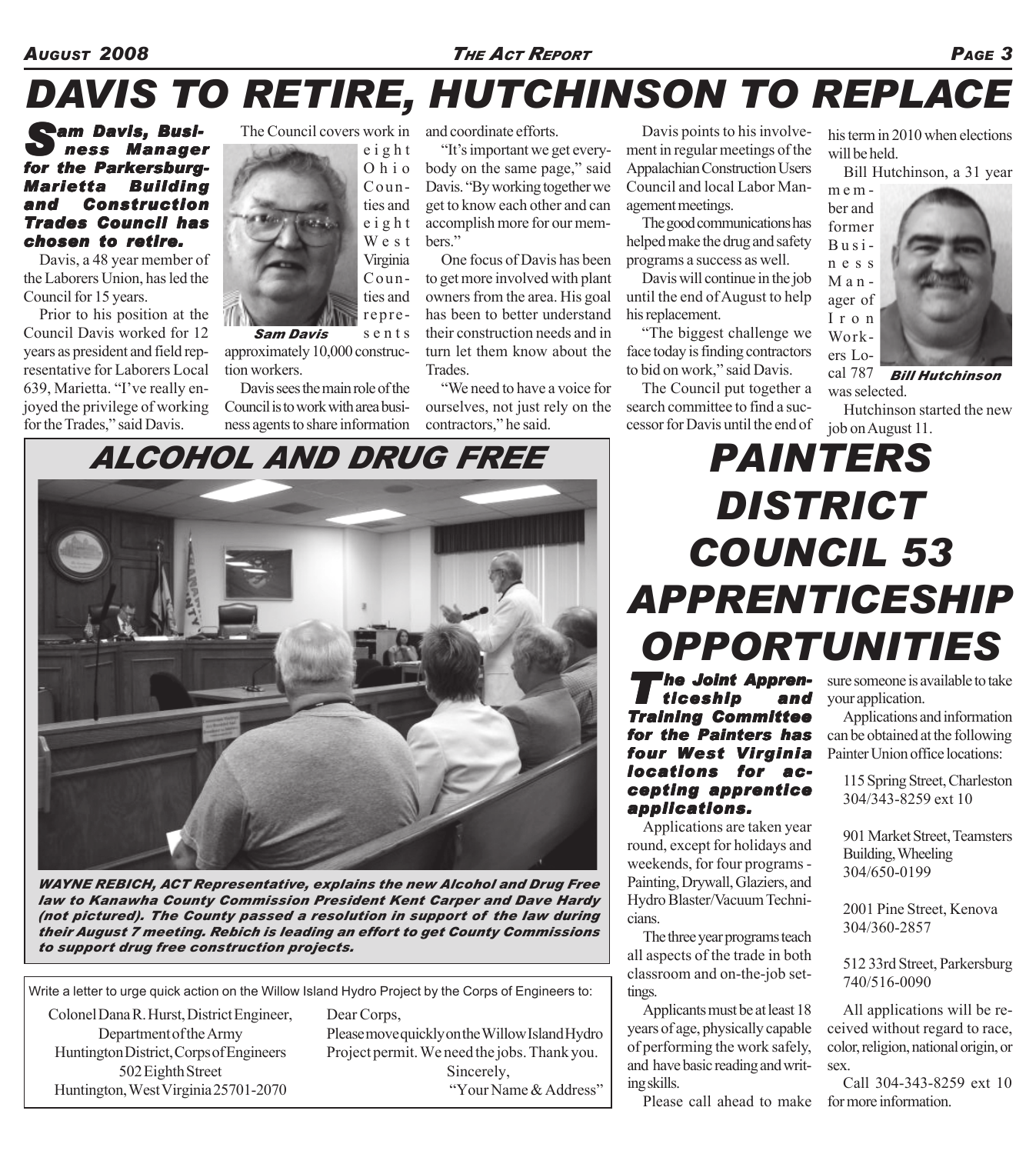# DAVIS TO RETIRE, HUTCHINSON TO REPLACE

***Sam Davis, Business Manager for the Parkersburg-Marietta Building and Construction Trades Council has chosen to retire.***

Davis, a 48 year member of the Laborers Union, has led the Council for 15 years.

Prior to his position at the Council Davis worked for 12 years as president and field representative for Laborers Local 639, Marietta. "I've really enjoyed the privilege of working for the Trades," said Davis.

The Council covers work in eight Ohio Counties and eight West Virginia Counties and represents approximately 10,000 construction workers.

*Sam Davis*

Davis sees the main role of the Council is to work with area business agents to share information and coordinate efforts.

"It's important we get everybody on the same page," said Davis. "By working together we get to know each other and can accomplish more for our members."

One focus of Davis has been to get more involved with plant owners from the area. His goal has been to better understand their construction needs and in turn let them know about the Trades.

"We need to have a voice for ourselves, not just rely on the contractors," he said.

Davis points to his involvement in regular meetings of the Appalachian Construction Users Council and local Labor Management meetings.

The good communications has helped make the drug and safety programs a success as well.

Davis will continue in the job until the end of August to help his replacement.

"The biggest challenge we face today is finding contractors to bid on work," said Davis.

The Council put together a search committee to find a successor for Davis until the end of his term in 2010 when elections will be held.

Bill Hutchinson, a 31 year member and former Business Manager of Iron Workers Local 787 was selected.

*Bill Hutchinson*

Hutchinson started the new job on August 11.

## ALCOHOL AND DRUG FREE

*WAYNE REBICH, ACT Representative, explains the new Alcohol and Drug Free law to Kanawha County Commission President Kent Carper and Dave Hardy (not pictured). The County passed a resolution in support of the law during their August 7 meeting. Rebich is leading an effort to get County Commissions to support drug free construction projects.*

Write a letter to urge quick action on the Willow Island Hydro Project by the Corps of Engineers to:

Colonel Dana R. Hurst, District Engineer,
Department of the Army
Huntington District, Corps of Engineers
502 Eighth Street
Huntington, West Virginia 25701-2070

Dear Corps,
Please move quickly on the Willow Island Hydro Project permit. We need the jobs. Thank you.
Sincerely,
"Your Name & Address"

# PAINTERS DISTRICT COUNCIL 53 APPRENTICESHIP OPPORTUNITIES

***The Joint Apprenticeship and Training Committee for the Painters has four West Virginia locations for accepting apprentice applications.***

Applications are taken year round, except for holidays and weekends, for four programs - Painting, Drywall, Glaziers, and Hydro Blaster/Vacuum Technicians.

The three year programs teach all aspects of the trade in both classroom and on-the-job settings.

Applicants must be at least 18 years of age, physically capable of performing the work safely, and have basic reading and writing skills.

Please call ahead to make sure someone is available to take your application.

Applications and information can be obtained at the following Painter Union office locations:

115 Spring Street, Charleston
304/343-8259 ext 10

901 Market Street, Teamsters Building, Wheeling
304/650-0199

2001 Pine Street, Kenova
304/360-2857

512 33rd Street, Parkersburg
740/516-0090

All applications will be received without regard to race, color, religion, national origin, or sex.

Call 304-343-8259 ext 10 for more information.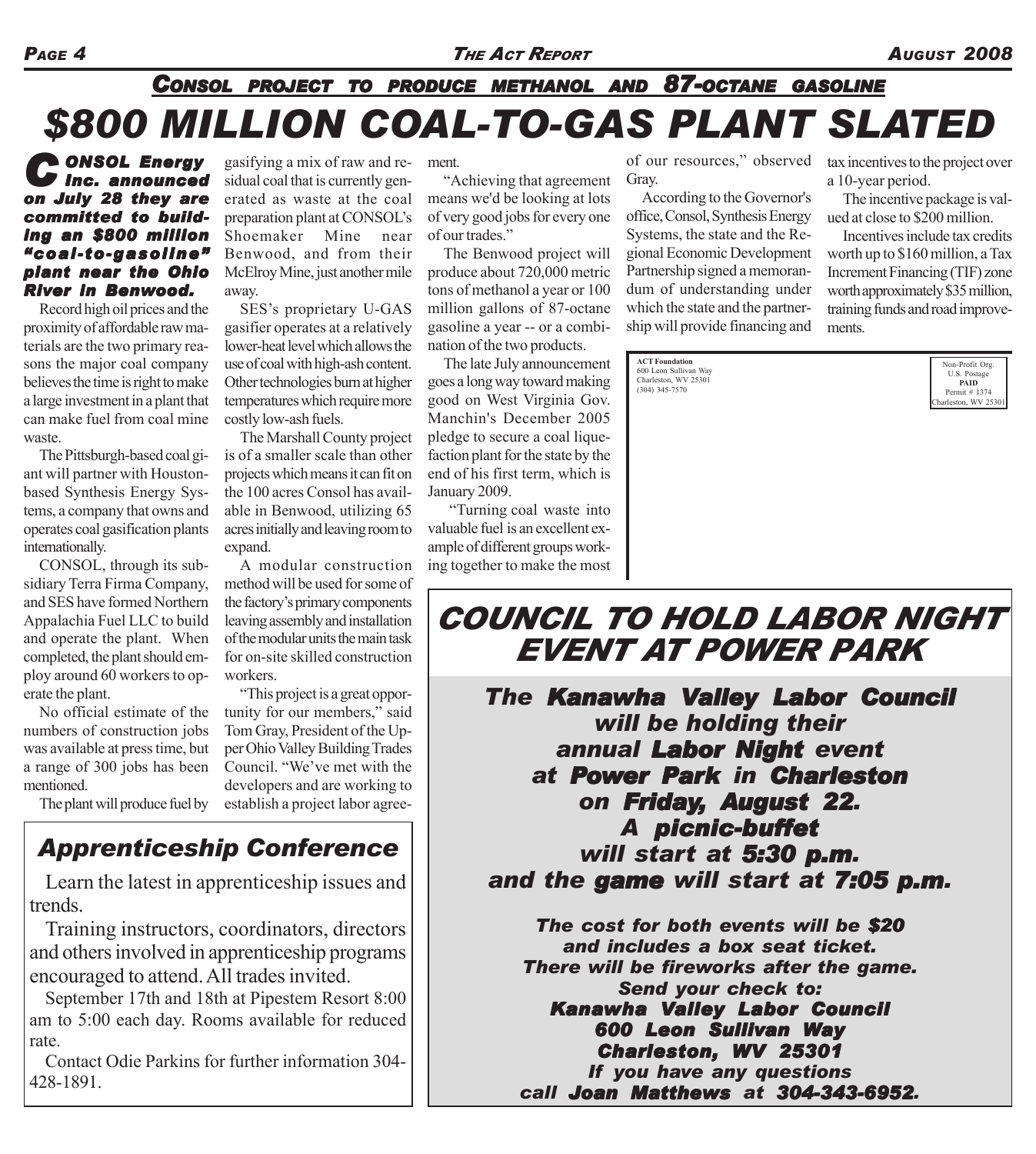## CONSOL project to produce methanol and 87-octane gasoline

# $800 MILLION COAL-TO-GAS PLANT SLATED

***CONSOL Energy Inc. announced on July 28 they are committed to building an $800 million "coal-to-gasoline" plant near the Ohio River in Benwood.***

Record high oil prices and the proximity of affordable raw materials are the two primary reasons the major coal company believes the time is right to make a large investment in a plant that can make fuel from coal mine waste.

The Pittsburgh-based coal giant will partner with Houston-based Synthesis Energy Systems, a company that owns and operates coal gasification plants internationally.

CONSOL, through its subsidiary Terra Firma Company, and SES have formed Northern Appalachia Fuel LLC to build and operate the plant. When completed, the plant should employ around 60 workers to operate the plant.

No official estimate of the numbers of construction jobs was available at press time, but a range of 300 jobs has been mentioned.

The plant will produce fuel by gasifying a mix of raw and residual coal that is currently generated as waste at the coal preparation plant at CONSOL's Shoemaker Mine near Benwood, and from their McElroy Mine, just another mile away.

SES's proprietary U-GAS gasifier operates at a relatively lower-heat level which allows the use of coal with high-ash content. Other technologies burn at higher temperatures which require more costly low-ash fuels.

The Marshall County project is of a smaller scale than other projects which means it can fit on the 100 acres Consol has available in Benwood, utilizing 65 acres initially and leaving room to expand.

A modular construction method will be used for some of the factory's primary components leaving assembly and installation of the modular units the main task for on-site skilled construction workers.

"This project is a great opportunity for our members," said Tom Gray, President of the Upper Ohio Valley Building Trades Council. "We've met with the developers and are working to establish a project labor agreement.

"Achieving that agreement means we'd be looking at lots of very good jobs for every one of our trades."

The Benwood project will produce about 720,000 metric tons of methanol a year or 100 million gallons of 87-octane gasoline a year -- or a combination of the two products.

The late July announcement goes a long way toward making good on West Virginia Gov. Manchin's December 2005 pledge to secure a coal liquefaction plant for the state by the end of his first term, which is January 2009.

"Turning coal waste into valuable fuel is an excellent example of different groups working together to make the most of our resources," observed Gray.

According to the Governor's office, Consol, Synthesis Energy Systems, the state and the Regional Economic Development Partnership signed a memorandum of understanding under which the state and the partnership will provide financing and tax incentives to the project over a 10-year period.

The incentive package is valued at close to $200 million.

Incentives include tax credits worth up to $160 million, a Tax Increment Financing (TIF) zone worth approximately $35 million, training funds and road improvements.

**ACT Foundation**
600 Leon Sullivan Way
Charleston, WV 25301
(304) 345-7570

Non-Profit Org.
U.S. Postage
**PAID**
Permit # 1374
Charleston, WV 25301

## Apprenticeship Conference

Learn the latest in apprenticeship issues and trends.

Training instructors, coordinators, directors and others involved in apprenticeship programs encouraged to attend. All trades invited.

September 17th and 18th at Pipestem Resort 8:00 am to 5:00 each day. Rooms available for reduced rate.

Contact Odie Parkins for further information 304-428-1891.

## COUNCIL TO HOLD LABOR NIGHT EVENT AT POWER PARK

***The Kanawha Valley Labor Council will be holding their annual Labor Night event at Power Park in Charleston on Friday, August 22. A picnic-buffet will start at 5:30 p.m. and the game will start at 7:05 p.m.***

*The cost for both events will be $20 and includes a box seat ticket.*
*There will be fireworks after the game.*
*Send your check to:*
***Kanawha Valley Labor Council***
***600 Leon Sullivan Way***
***Charleston, WV 25301***
*If you have any questions call* ***Joan Matthews*** *at* ***304-343-6952.***